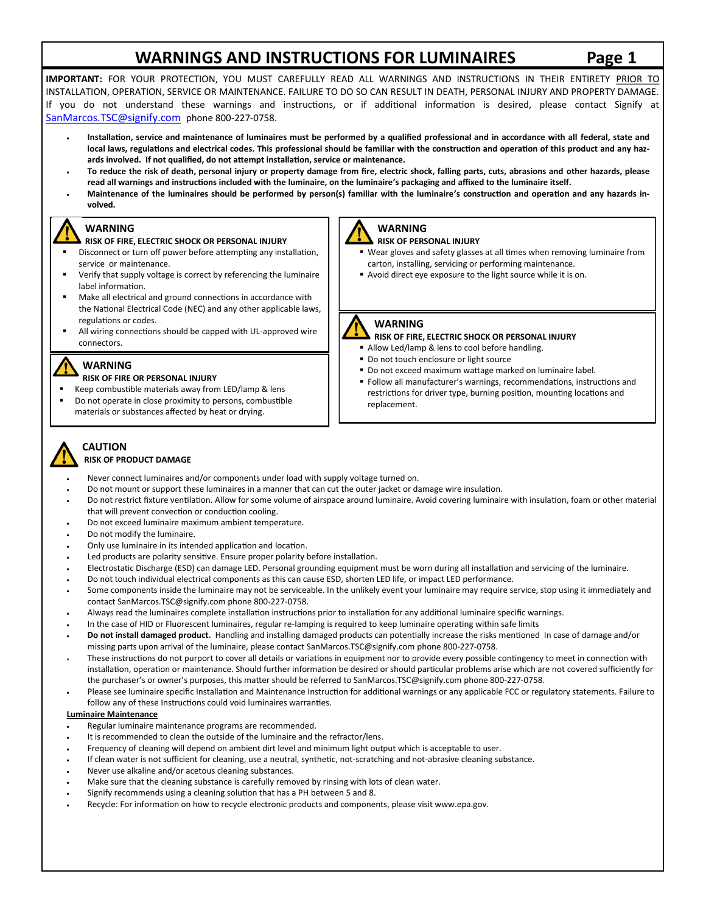# WARNINGS AND INSTRUCTIONS FOR LUMINAIRES

**IMPORTANT:** FOR YOUR PROTECTION, YOU MUST CAREFULLY READ ALL WARNINGS AND INSTRUCTIONS IN THEIR ENTIRETY PRIOR TO INSTALLATION, OPERATION, SERVICE OR MAINTENANCE. FAILURE TO DO SO CAN RESULT IN DEATH, PERSONAL INJURY AND PROPERTY DAMAGE. If you do not understand these warnings and instructions, or if additional information is desired, please contact Signify at SanMarcos.TSC@signify.com phone 800-227-0758.

- **Installation, service and maintenance of luminaires must be performed by a qualified professional and in accordance with all federal, state and local laws, regulations and electrical codes. This professional should be familiar with the construction and operation of this product and any hazards involved. If not qualified, do not attempt installation, service or maintenance.**
- **To reduce the risk of death, personal injury or property damage from fire, electric shock, falling parts, cuts, abrasions and other hazards, please read all warnings and instructions included with the luminaire, on the luminaire's packaging and affixed to the luminaire itself.**
- **Maintenance of the luminaires should be performed by person(s) familiar with the luminaire's construction and operation and any hazards involved.**

### WARNING
**RISK OF FIRE, ELECTRIC SHOCK OR PERSONAL INJURY**
- Disconnect or turn off power before attempting any installation, service or maintenance.
- Verify that supply voltage is correct by referencing the luminaire label information.
- Make all electrical and ground connections in accordance with the National Electrical Code (NEC) and any other applicable laws, regulations or codes.
- All wiring connections should be capped with UL-approved wire connectors.

### WARNING
**RISK OF FIRE OR PERSONAL INJURY**
- Keep combustible materials away from LED/lamp & lens
- Do not operate in close proximity to persons, combustible materials or substances affected by heat or drying.

### WARNING
**RISK OF PERSONAL INJURY**
- Wear gloves and safety glasses at all times when removing luminaire from carton, installing, servicing or performing maintenance.
- Avoid direct eye exposure to the light source while it is on.

### WARNING
**RISK OF FIRE, ELECTRIC SHOCK OR PERSONAL INJURY**
- Allow Led/lamp & lens to cool before handling.
- Do not touch enclosure or light source
- Do not exceed maximum wattage marked on luminaire label.
- Follow all manufacturer's warnings, recommendations, instructions and restrictions for driver type, burning position, mounting locations and replacement.

### CAUTION
**RISK OF PRODUCT DAMAGE**

- Never connect luminaires and/or components under load with supply voltage turned on.
- Do not mount or support these luminaires in a manner that can cut the outer jacket or damage wire insulation.
- Do not restrict fixture ventilation. Allow for some volume of airspace around luminaire. Avoid covering luminaire with insulation, foam or other material that will prevent convection or conduction cooling.
- Do not exceed luminaire maximum ambient temperature.
- Do not modify the luminaire.
- Only use luminaire in its intended application and location.
- Led products are polarity sensitive. Ensure proper polarity before installation.
- Electrostatic Discharge (ESD) can damage LED. Personal grounding equipment must be worn during all installation and servicing of the luminaire.
- Do not touch individual electrical components as this can cause ESD, shorten LED life, or impact LED performance.
- Some components inside the luminaire may not be serviceable. In the unlikely event your luminaire may require service, stop using it immediately and contact SanMarcos.TSC@signify.com phone 800-227-0758.
- Always read the luminaires complete installation instructions prior to installation for any additional luminaire specific warnings.
- In the case of HID or Fluorescent luminaires, regular re-lamping is required to keep luminaire operating within safe limits
- **Do not install damaged product.** Handling and installing damaged products can potentially increase the risks mentioned In case of damage and/or missing parts upon arrival of the luminaire, please contact SanMarcos.TSC@signify.com phone 800-227-0758.
- These instructions do not purport to cover all details or variations in equipment nor to provide every possible contingency to meet in connection with installation, operation or maintenance. Should further information be desired or should particular problems arise which are not covered sufficiently for the purchaser's or owner's purposes, this matter should be referred to SanMarcos.TSC@signify.com phone 800-227-0758.
- Please see luminaire specific Installation and Maintenance Instruction for additional warnings or any applicable FCC or regulatory statements. Failure to follow any of these Instructions could void luminaires warranties.

**Luminaire Maintenance**

- Regular luminaire maintenance programs are recommended.
- It is recommended to clean the outside of the luminaire and the refractor/lens.
- Frequency of cleaning will depend on ambient dirt level and minimum light output which is acceptable to user.
- If clean water is not sufficient for cleaning, use a neutral, synthetic, not-scratching and not-abrasive cleaning substance.
- Never use alkaline and/or acetous cleaning substances.
- Make sure that the cleaning substance is carefully removed by rinsing with lots of clean water.
- Signify recommends using a cleaning solution that has a PH between 5 and 8.
- Recycle: For information on how to recycle electronic products and components, please visit www.epa.gov.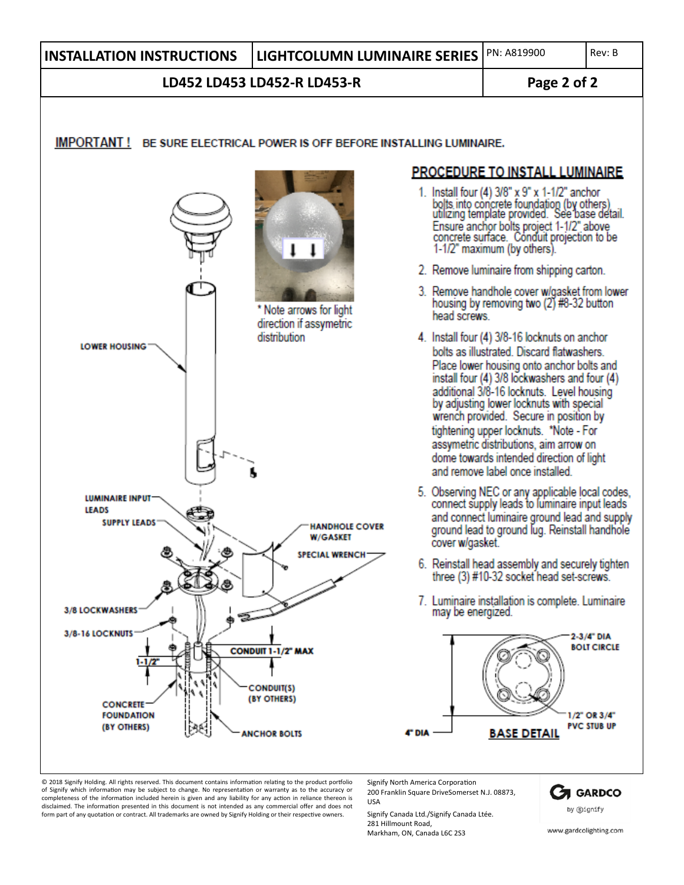**IMPORTANT !** BE SURE ELECTRICAL POWER IS OFF BEFORE INSTALLING LUMINAIRE.

LOWER HOUSING

LUMINAIRE INPUT LEADS

SUPPLY LEADS

HANDHOLE COVER W/GASKET

SPECIAL WRENCH

3/8 LOCKWASHERS

3/8-16 LOCKNUTS

CONDUIT 1-1/2" MAX

1-1/2"

CONDUIT(S) (BY OTHERS)

CONCRETE FOUNDATION (BY OTHERS)

ANCHOR BOLTS

\* Note arrows for light direction if assymetric distribution

## PROCEDURE TO INSTALL LUMINAIRE

1. Install four (4) 3/8" x 9" x 1-1/2" anchor bolts into concrete foundation (by others) utilizing template provided. See base detail. Ensure anchor bolts project 1-1/2" above concrete surface. Conduit projection to be 1-1/2" maximum (by others).
2. Remove luminaire from shipping carton.
3. Remove handhole cover w/gasket from lower housing by removing two (2) #8-32 button head screws.
4. Install four (4) 3/8-16 locknuts on anchor bolts as illustrated. Discard flatwashers. Place lower housing onto anchor bolts and install four (4) 3/8 lockwashers and four (4) additional 3/8-16 locknuts. Level housing by adjusting lower locknuts with special wrench provided. Secure in position by tightening upper locknuts. \*Note - For assymetric distributions, aim arrow on dome towards intended direction of light and remove label once installed.
5. Observing NEC or any applicable local codes, connect supply leads to luminaire input leads and connect luminaire ground lead and supply ground lead to ground lug. Reinstall handhole cover w/gasket.
6. Reinstall head assembly and securely tighten three (3) #10-32 socket head set-screws.
7. Luminaire installation is complete. Luminaire may be energized.

2-3/4" DIA BOLT CIRCLE

1/2" OR 3/4" PVC STUB UP

4" DIA

**BASE DETAIL**

© 2018 Signify Holding. All rights reserved. This document contains information relating to the product portfolio of Signify which information may be subject to change. No representation or warranty as to the accuracy or completeness of the information included herein is given and any liability for any action in reliance thereon is disclaimed. The information presented in this document is not intended as any commercial offer and does not form part of any quotation or contract. All trademarks are owned by Signify Holding or their respective owners.

Signify North America Corporation
200 Franklin Square DriveSomerset N.J. 08873, USA

Signify Canada Ltd./Signify Canada Ltée.
281 Hillmount Road,
Markham, ON, Canada L6C 2S3

GARDCO by Signify

www.gardcolighting.com